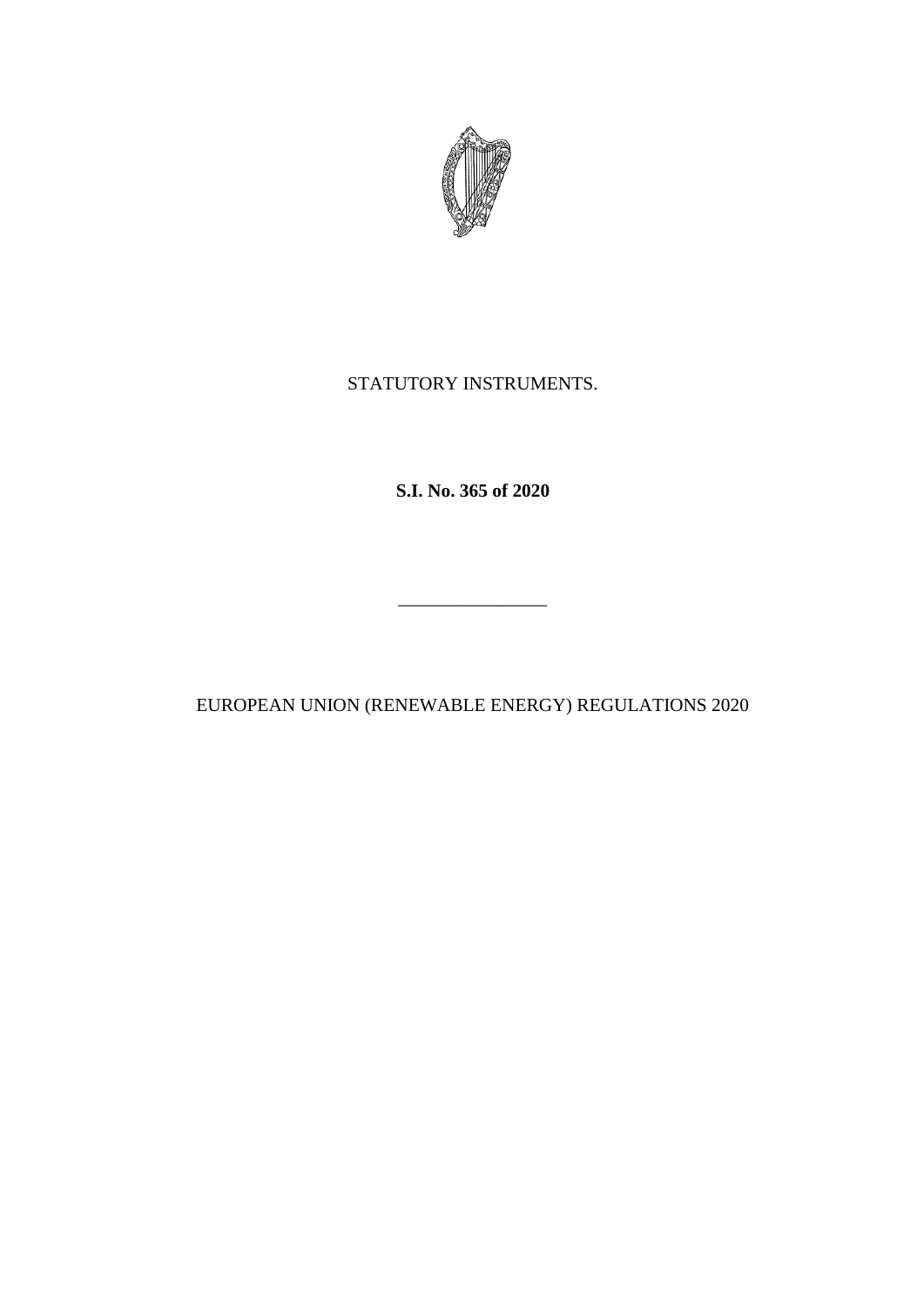STATUTORY INSTRUMENTS.

**S.I. No. 365 of 2020**

---

EUROPEAN UNION (RENEWABLE ENERGY) REGULATIONS 2020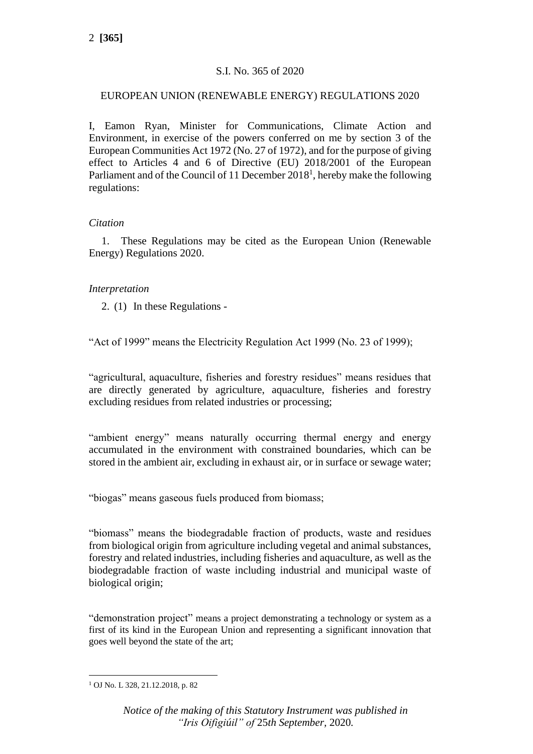S.I. No. 365 of 2020

EUROPEAN UNION (RENEWABLE ENERGY) REGULATIONS 2020

I, Eamon Ryan, Minister for Communications, Climate Action and Environment, in exercise of the powers conferred on me by section 3 of the European Communities Act 1972 (No. 27 of 1972), and for the purpose of giving effect to Articles 4 and 6 of Directive (EU) 2018/2001 of the European Parliament and of the Council of 11 December 2018[1], hereby make the following regulations:

*Citation*

1. These Regulations may be cited as the European Union (Renewable Energy) Regulations 2020.

*Interpretation*

2. (1) In these Regulations -

"Act of 1999" means the Electricity Regulation Act 1999 (No. 23 of 1999);

"agricultural, aquaculture, fisheries and forestry residues" means residues that are directly generated by agriculture, aquaculture, fisheries and forestry excluding residues from related industries or processing;

"ambient energy" means naturally occurring thermal energy and energy accumulated in the environment with constrained boundaries, which can be stored in the ambient air, excluding in exhaust air, or in surface or sewage water;

"biogas" means gaseous fuels produced from biomass;

"biomass" means the biodegradable fraction of products, waste and residues from biological origin from agriculture including vegetal and animal substances, forestry and related industries, including fisheries and aquaculture, as well as the biodegradable fraction of waste including industrial and municipal waste of biological origin;

"demonstration project" means a project demonstrating a technology or system as a first of its kind in the European Union and representing a significant innovation that goes well beyond the state of the art;

[1] OJ No. L 328, 21.12.2018, p. 82

*Notice of the making of this Statutory Instrument was published in "Iris Oifigiúil" of 25th September, 2020.*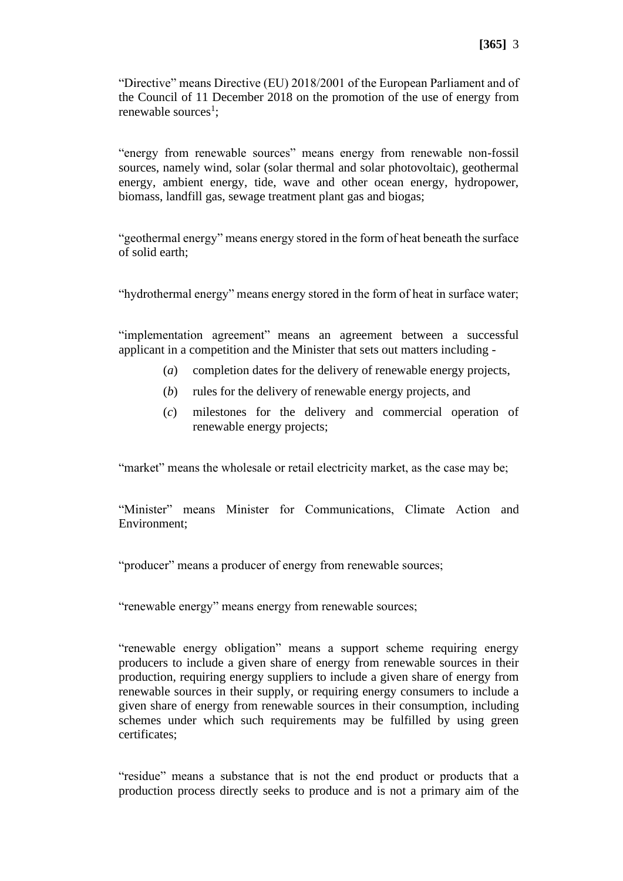"Directive" means Directive (EU) 2018/2001 of the European Parliament and of the Council of 11 December 2018 on the promotion of the use of energy from renewable sources[1];

"energy from renewable sources" means energy from renewable non-fossil sources, namely wind, solar (solar thermal and solar photovoltaic), geothermal energy, ambient energy, tide, wave and other ocean energy, hydropower, biomass, landfill gas, sewage treatment plant gas and biogas;

"geothermal energy" means energy stored in the form of heat beneath the surface of solid earth;

"hydrothermal energy" means energy stored in the form of heat in surface water;

"implementation agreement" means an agreement between a successful applicant in a competition and the Minister that sets out matters including -

(*a*) completion dates for the delivery of renewable energy projects,

(*b*) rules for the delivery of renewable energy projects, and

(*c*) milestones for the delivery and commercial operation of renewable energy projects;

"market" means the wholesale or retail electricity market, as the case may be;

"Minister" means Minister for Communications, Climate Action and Environment;

"producer" means a producer of energy from renewable sources;

"renewable energy" means energy from renewable sources;

"renewable energy obligation" means a support scheme requiring energy producers to include a given share of energy from renewable sources in their production, requiring energy suppliers to include a given share of energy from renewable sources in their supply, or requiring energy consumers to include a given share of energy from renewable sources in their consumption, including schemes under which such requirements may be fulfilled by using green certificates;

"residue" means a substance that is not the end product or products that a production process directly seeks to produce and is not a primary aim of the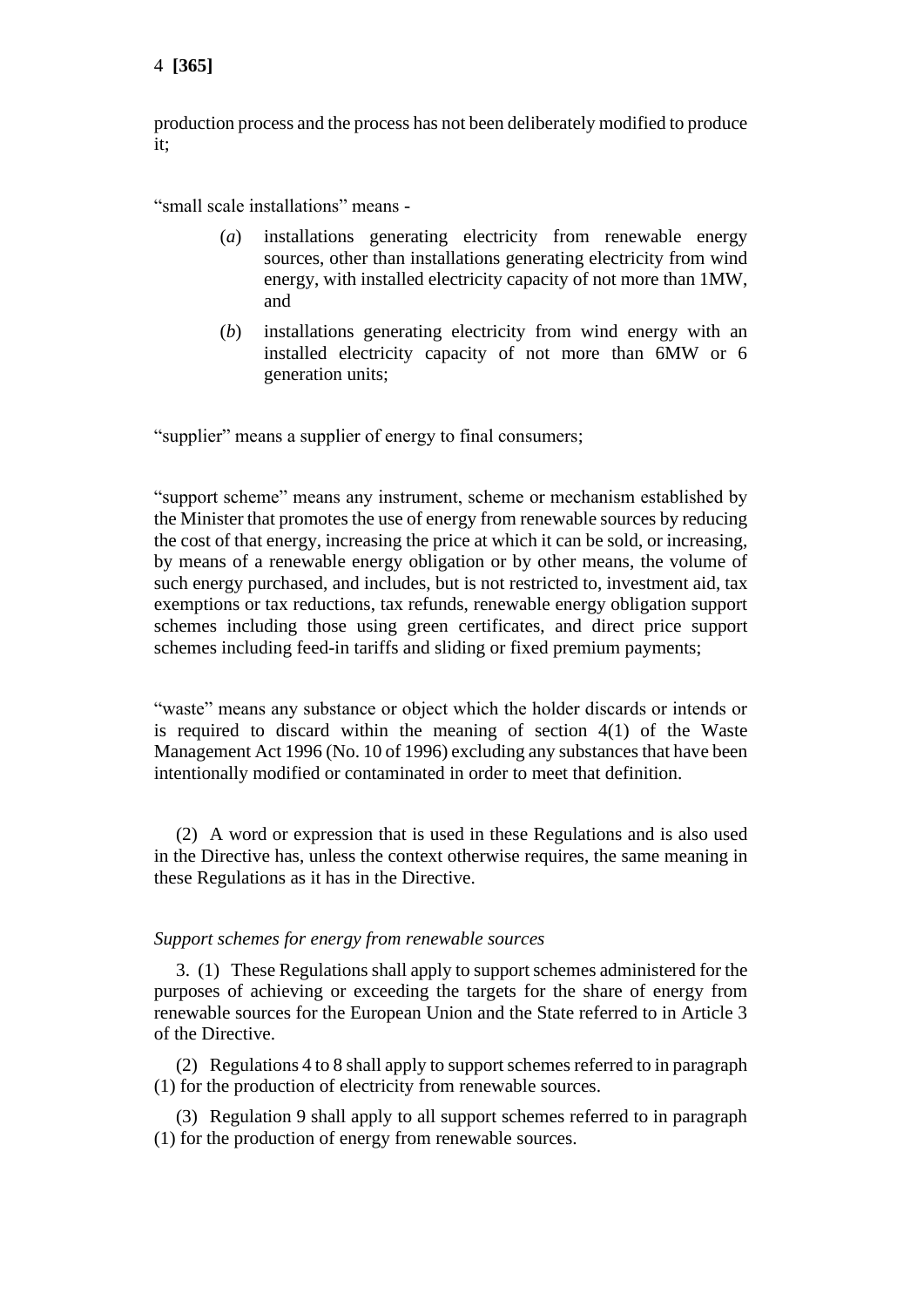production process and the process has not been deliberately modified to produce it;

"small scale installations" means -

(*a*) installations generating electricity from renewable energy sources, other than installations generating electricity from wind energy, with installed electricity capacity of not more than 1MW, and

(*b*) installations generating electricity from wind energy with an installed electricity capacity of not more than 6MW or 6 generation units;

"supplier" means a supplier of energy to final consumers;

"support scheme" means any instrument, scheme or mechanism established by the Minister that promotes the use of energy from renewable sources by reducing the cost of that energy, increasing the price at which it can be sold, or increasing, by means of a renewable energy obligation or by other means, the volume of such energy purchased, and includes, but is not restricted to, investment aid, tax exemptions or tax reductions, tax refunds, renewable energy obligation support schemes including those using green certificates, and direct price support schemes including feed-in tariffs and sliding or fixed premium payments;

"waste" means any substance or object which the holder discards or intends or is required to discard within the meaning of section 4(1) of the Waste Management Act 1996 (No. 10 of 1996) excluding any substances that have been intentionally modified or contaminated in order to meet that definition.

(2) A word or expression that is used in these Regulations and is also used in the Directive has, unless the context otherwise requires, the same meaning in these Regulations as it has in the Directive.

*Support schemes for energy from renewable sources*

3. (1) These Regulations shall apply to support schemes administered for the purposes of achieving or exceeding the targets for the share of energy from renewable sources for the European Union and the State referred to in Article 3 of the Directive.

(2) Regulations 4 to 8 shall apply to support schemes referred to in paragraph (1) for the production of electricity from renewable sources.

(3) Regulation 9 shall apply to all support schemes referred to in paragraph (1) for the production of energy from renewable sources.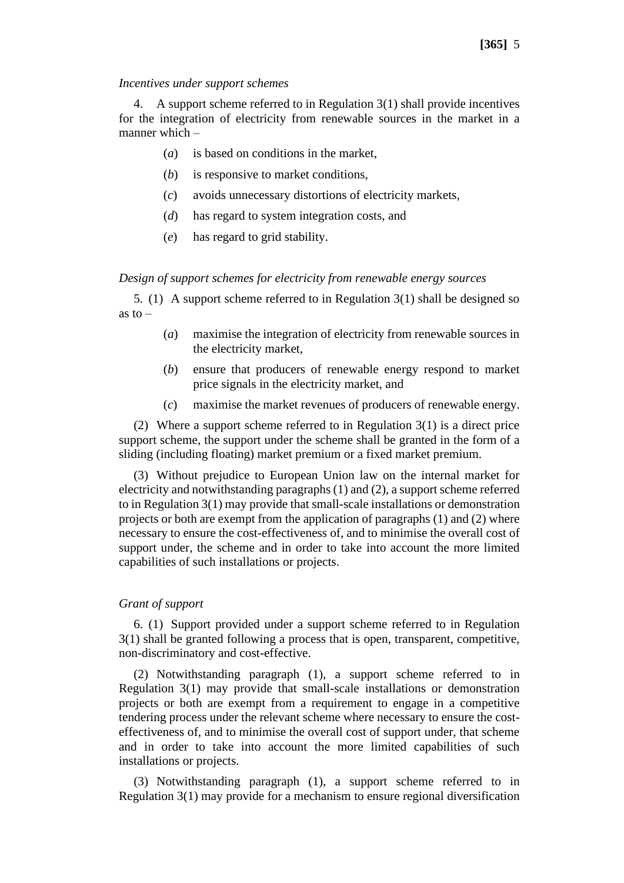*Incentives under support schemes*

4. A support scheme referred to in Regulation 3(1) shall provide incentives for the integration of electricity from renewable sources in the market in a manner which –

(*a*) is based on conditions in the market,

(*b*) is responsive to market conditions,

(*c*) avoids unnecessary distortions of electricity markets,

(*d*) has regard to system integration costs, and

(*e*) has regard to grid stability.

*Design of support schemes for electricity from renewable energy sources*

5. (1) A support scheme referred to in Regulation 3(1) shall be designed so as to –

(*a*) maximise the integration of electricity from renewable sources in the electricity market,

(*b*) ensure that producers of renewable energy respond to market price signals in the electricity market, and

(*c*) maximise the market revenues of producers of renewable energy.

(2) Where a support scheme referred to in Regulation 3(1) is a direct price support scheme, the support under the scheme shall be granted in the form of a sliding (including floating) market premium or a fixed market premium.

(3) Without prejudice to European Union law on the internal market for electricity and notwithstanding paragraphs (1) and (2), a support scheme referred to in Regulation 3(1) may provide that small-scale installations or demonstration projects or both are exempt from the application of paragraphs (1) and (2) where necessary to ensure the cost-effectiveness of, and to minimise the overall cost of support under, the scheme and in order to take into account the more limited capabilities of such installations or projects.

*Grant of support*

6. (1) Support provided under a support scheme referred to in Regulation 3(1) shall be granted following a process that is open, transparent, competitive, non-discriminatory and cost-effective.

(2) Notwithstanding paragraph (1), a support scheme referred to in Regulation 3(1) may provide that small-scale installations or demonstration projects or both are exempt from a requirement to engage in a competitive tendering process under the relevant scheme where necessary to ensure the cost-effectiveness of, and to minimise the overall cost of support under, that scheme and in order to take into account the more limited capabilities of such installations or projects.

(3) Notwithstanding paragraph (1), a support scheme referred to in Regulation 3(1) may provide for a mechanism to ensure regional diversification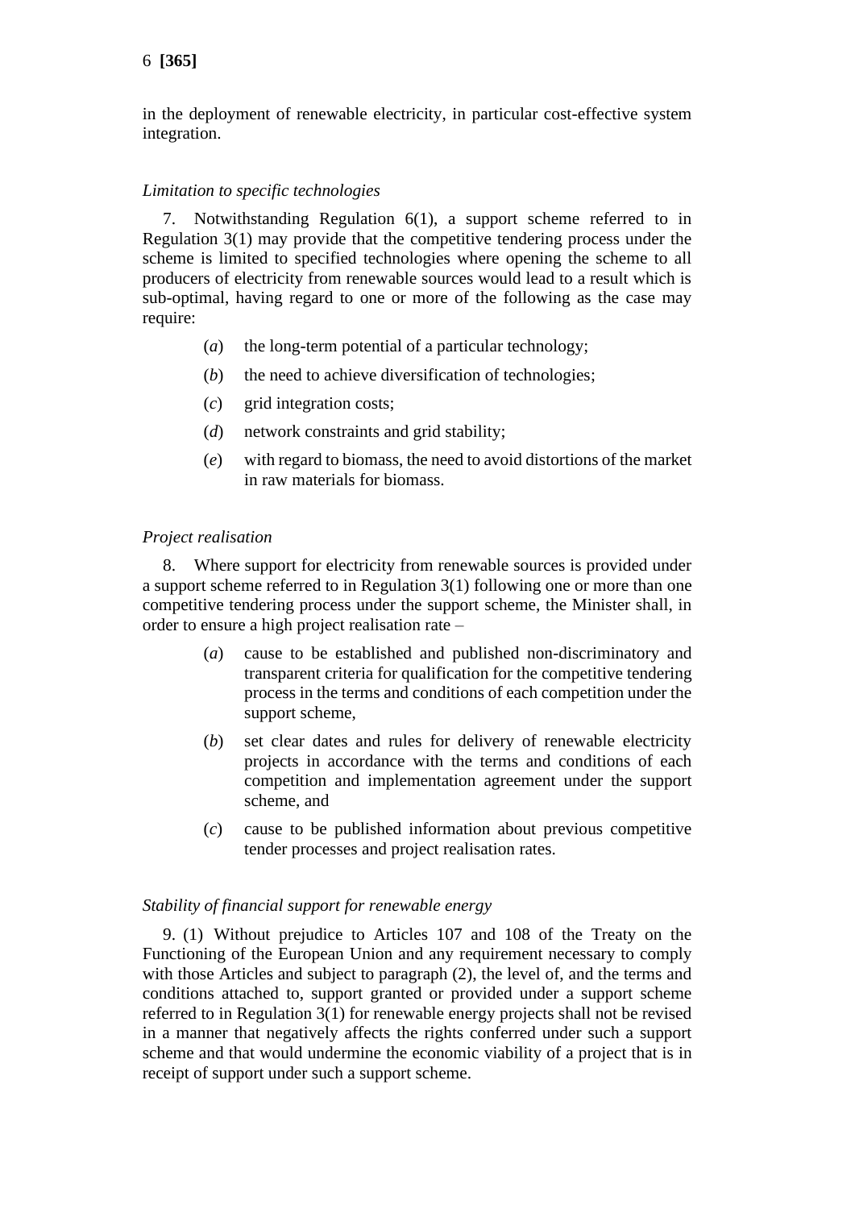in the deployment of renewable electricity, in particular cost-effective system integration.

*Limitation to specific technologies*

7. Notwithstanding Regulation 6(1), a support scheme referred to in Regulation 3(1) may provide that the competitive tendering process under the scheme is limited to specified technologies where opening the scheme to all producers of electricity from renewable sources would lead to a result which is sub-optimal, having regard to one or more of the following as the case may require:

- (*a*) the long-term potential of a particular technology;
- (*b*) the need to achieve diversification of technologies;
- (*c*) grid integration costs;
- (*d*) network constraints and grid stability;
- (*e*) with regard to biomass, the need to avoid distortions of the market in raw materials for biomass.

*Project realisation*

8. Where support for electricity from renewable sources is provided under a support scheme referred to in Regulation 3(1) following one or more than one competitive tendering process under the support scheme, the Minister shall, in order to ensure a high project realisation rate –

- (*a*) cause to be established and published non-discriminatory and transparent criteria for qualification for the competitive tendering process in the terms and conditions of each competition under the support scheme,
- (*b*) set clear dates and rules for delivery of renewable electricity projects in accordance with the terms and conditions of each competition and implementation agreement under the support scheme, and
- (*c*) cause to be published information about previous competitive tender processes and project realisation rates.

*Stability of financial support for renewable energy*

9. (1) Without prejudice to Articles 107 and 108 of the Treaty on the Functioning of the European Union and any requirement necessary to comply with those Articles and subject to paragraph (2), the level of, and the terms and conditions attached to, support granted or provided under a support scheme referred to in Regulation 3(1) for renewable energy projects shall not be revised in a manner that negatively affects the rights conferred under such a support scheme and that would undermine the economic viability of a project that is in receipt of support under such a support scheme.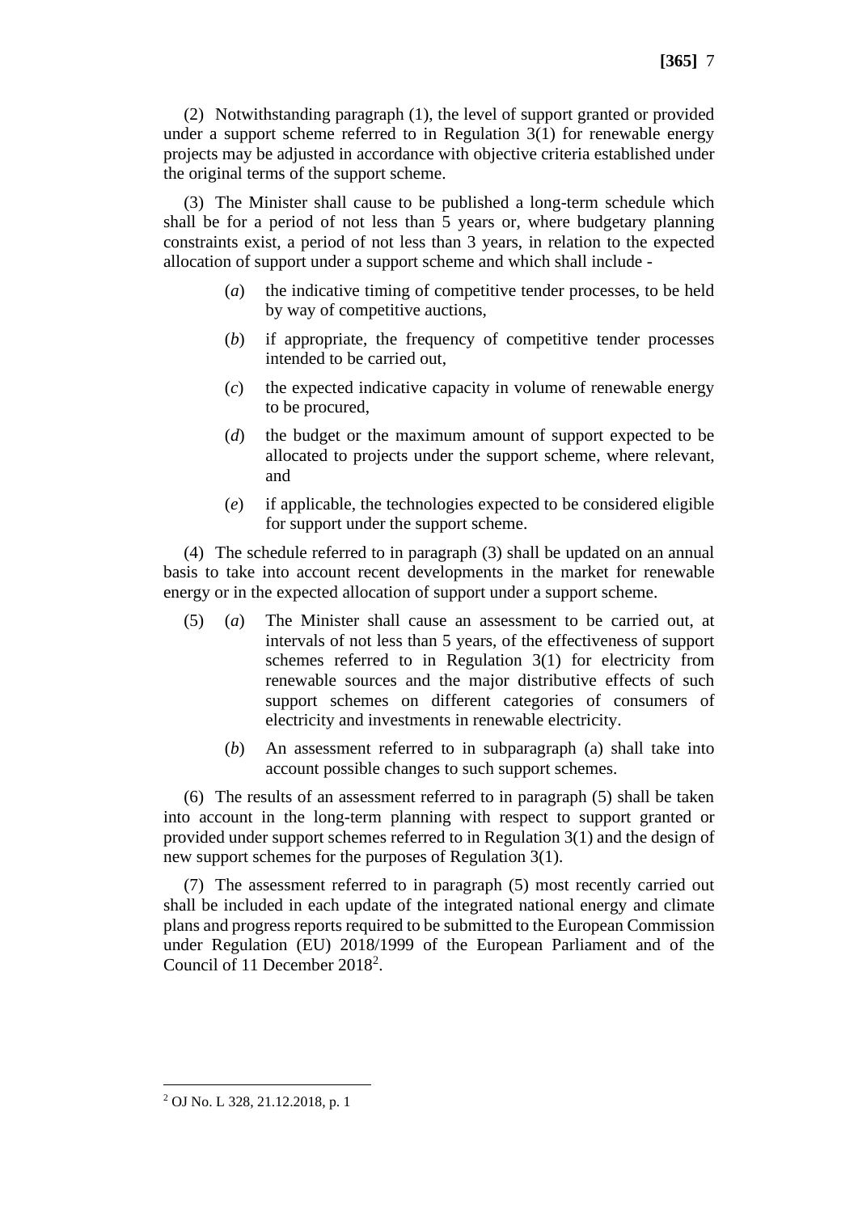(2) Notwithstanding paragraph (1), the level of support granted or provided under a support scheme referred to in Regulation 3(1) for renewable energy projects may be adjusted in accordance with objective criteria established under the original terms of the support scheme.

(3) The Minister shall cause to be published a long-term schedule which shall be for a period of not less than 5 years or, where budgetary planning constraints exist, a period of not less than 3 years, in relation to the expected allocation of support under a support scheme and which shall include -

- (*a*) the indicative timing of competitive tender processes, to be held by way of competitive auctions,
- (*b*) if appropriate, the frequency of competitive tender processes intended to be carried out,
- (*c*) the expected indicative capacity in volume of renewable energy to be procured,
- (*d*) the budget or the maximum amount of support expected to be allocated to projects under the support scheme, where relevant, and
- (*e*) if applicable, the technologies expected to be considered eligible for support under the support scheme.

(4) The schedule referred to in paragraph (3) shall be updated on an annual basis to take into account recent developments in the market for renewable energy or in the expected allocation of support under a support scheme.

(5) (*a*) The Minister shall cause an assessment to be carried out, at intervals of not less than 5 years, of the effectiveness of support schemes referred to in Regulation 3(1) for electricity from renewable sources and the major distributive effects of such support schemes on different categories of consumers of electricity and investments in renewable electricity.

(*b*) An assessment referred to in subparagraph (a) shall take into account possible changes to such support schemes.

(6) The results of an assessment referred to in paragraph (5) shall be taken into account in the long-term planning with respect to support granted or provided under support schemes referred to in Regulation 3(1) and the design of new support schemes for the purposes of Regulation 3(1).

(7) The assessment referred to in paragraph (5) most recently carried out shall be included in each update of the integrated national energy and climate plans and progress reports required to be submitted to the European Commission under Regulation (EU) 2018/1999 of the European Parliament and of the Council of 11 December 2018[2].

---

[2] OJ No. L 328, 21.12.2018, p. 1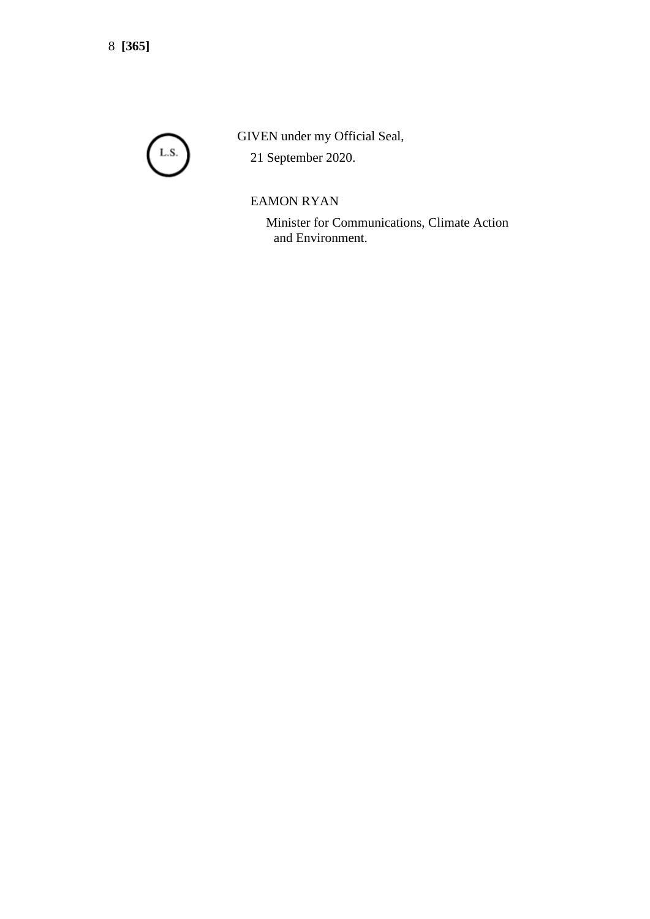L.S.

GIVEN under my Official Seal,

21 September 2020.

EAMON RYAN

Minister for Communications, Climate Action and Environment.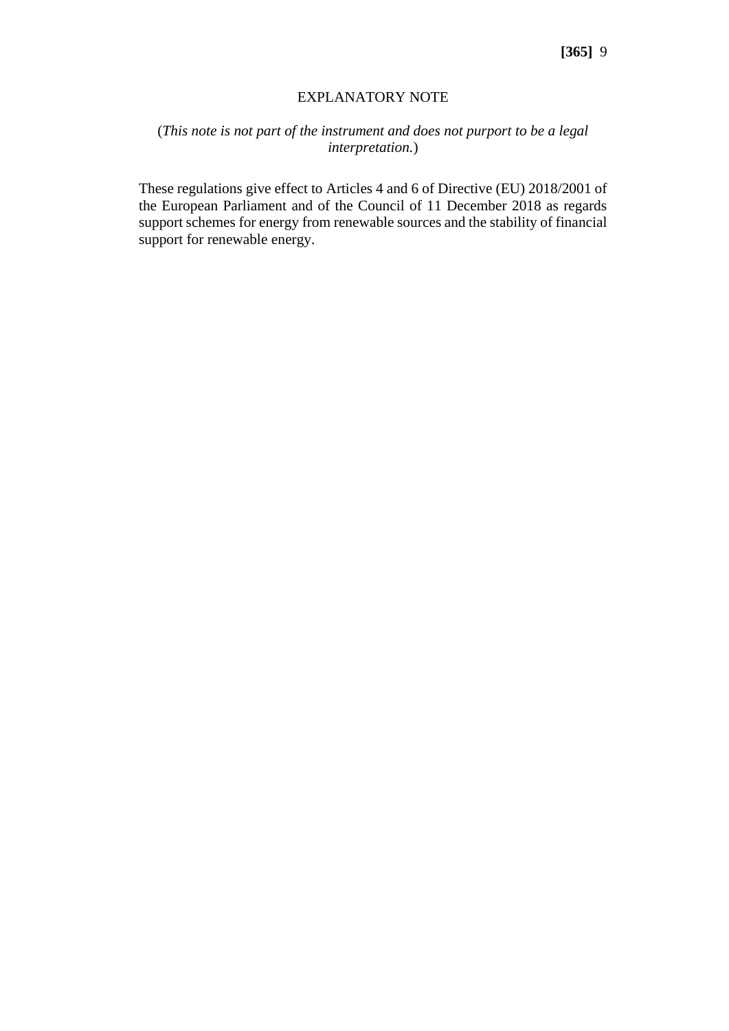## EXPLANATORY NOTE

(*This note is not part of the instrument and does not purport to be a legal interpretation.*)

These regulations give effect to Articles 4 and 6 of Directive (EU) 2018/2001 of the European Parliament and of the Council of 11 December 2018 as regards support schemes for energy from renewable sources and the stability of financial support for renewable energy.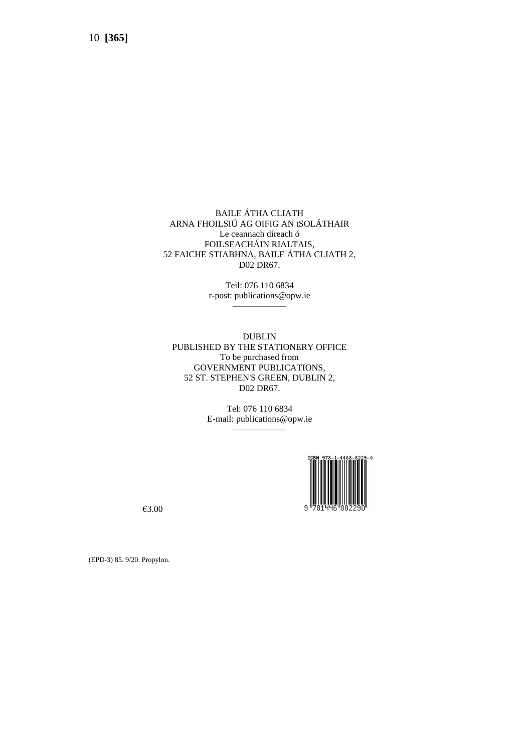BAILE ÁTHA CLIATH
ARNA FHOILSIÚ AG OIFIG AN tSOLÁTHAIR
Le ceannach díreach ó
FOILSEACHÁIN RIALTAIS,
52 FAICHE STIABHNA, BAILE ÁTHA CLIATH 2,
D02 DR67.

Teil: 076 110 6834
r-post: publications@opw.ie

---

DUBLIN
PUBLISHED BY THE STATIONERY OFFICE
To be purchased from
GOVERNMENT PUBLICATIONS,
52 ST. STEPHEN'S GREEN, DUBLIN 2,
D02 DR67.

Tel: 076 110 6834
E-mail: publications@opw.ie

---

ISBN 978-1-4468-8229-0

9 781446 882290

€3.00

(EPD-3) 85. 9/20. Propylon.